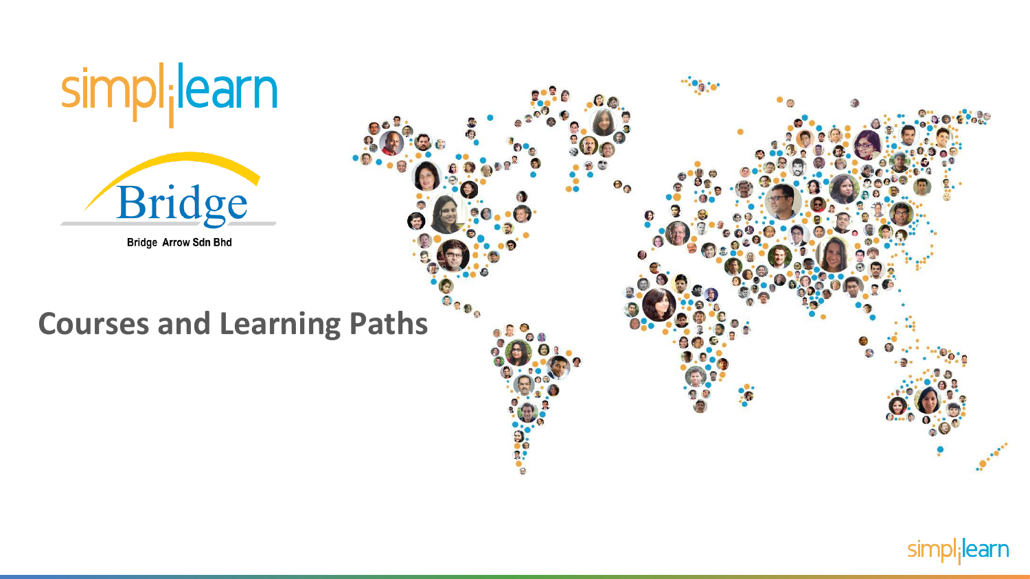simplilearn

Bridge

Bridge Arrow Sdn Bhd

# Courses and Learning Paths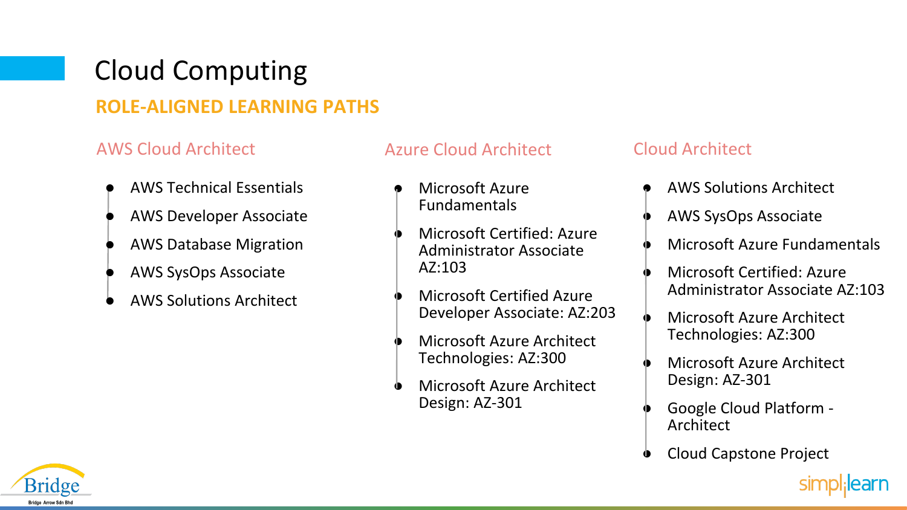# Cloud Computing

## ROLE-ALIGNED LEARNING PATHS

### AWS Cloud Architect

- AWS Technical Essentials
- AWS Developer Associate
- AWS Database Migration
- AWS SysOps Associate
- AWS Solutions Architect

### Azure Cloud Architect

- Microsoft Azure Fundamentals
- Microsoft Certified: Azure Administrator Associate AZ:103
- Microsoft Certified Azure Developer Associate: AZ:203
- Microsoft Azure Architect Technologies: AZ:300
- Microsoft Azure Architect Design: AZ-301

### Cloud Architect

- AWS Solutions Architect
- AWS SysOps Associate
- Microsoft Azure Fundamentals
- Microsoft Certified: Azure Administrator Associate AZ:103
- Microsoft Azure Architect Technologies: AZ:300
- Microsoft Azure Architect Design: AZ-301
- Google Cloud Platform - Architect
- Cloud Capstone Project

Bridge
Bridge Arrow Sdn Bhd

simplilearn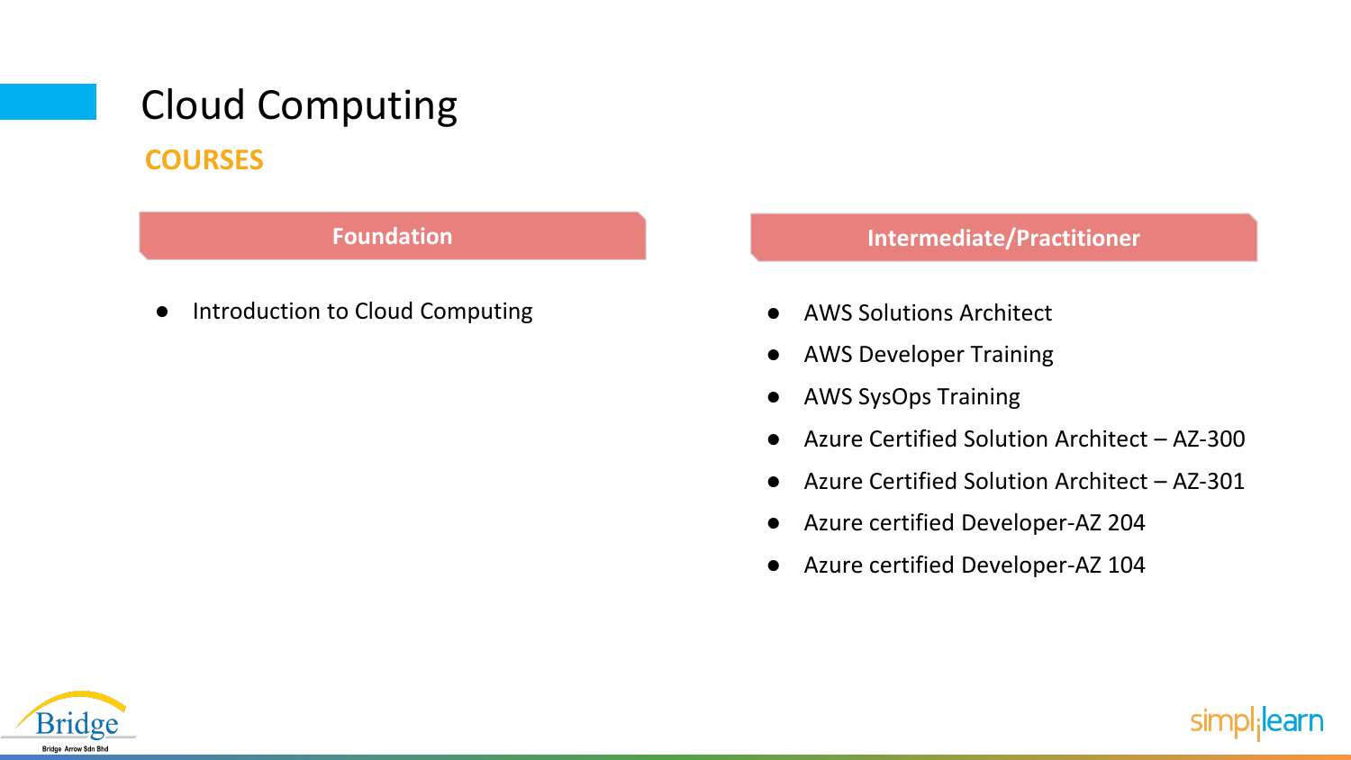# Cloud Computing

## COURSES

### Foundation

- Introduction to Cloud Computing

### Intermediate/Practitioner

- AWS Solutions Architect
- AWS Developer Training
- AWS SysOps Training
- Azure Certified Solution Architect – AZ-300
- Azure Certified Solution Architect – AZ-301
- Azure certified Developer-AZ 204
- Azure certified Developer-AZ 104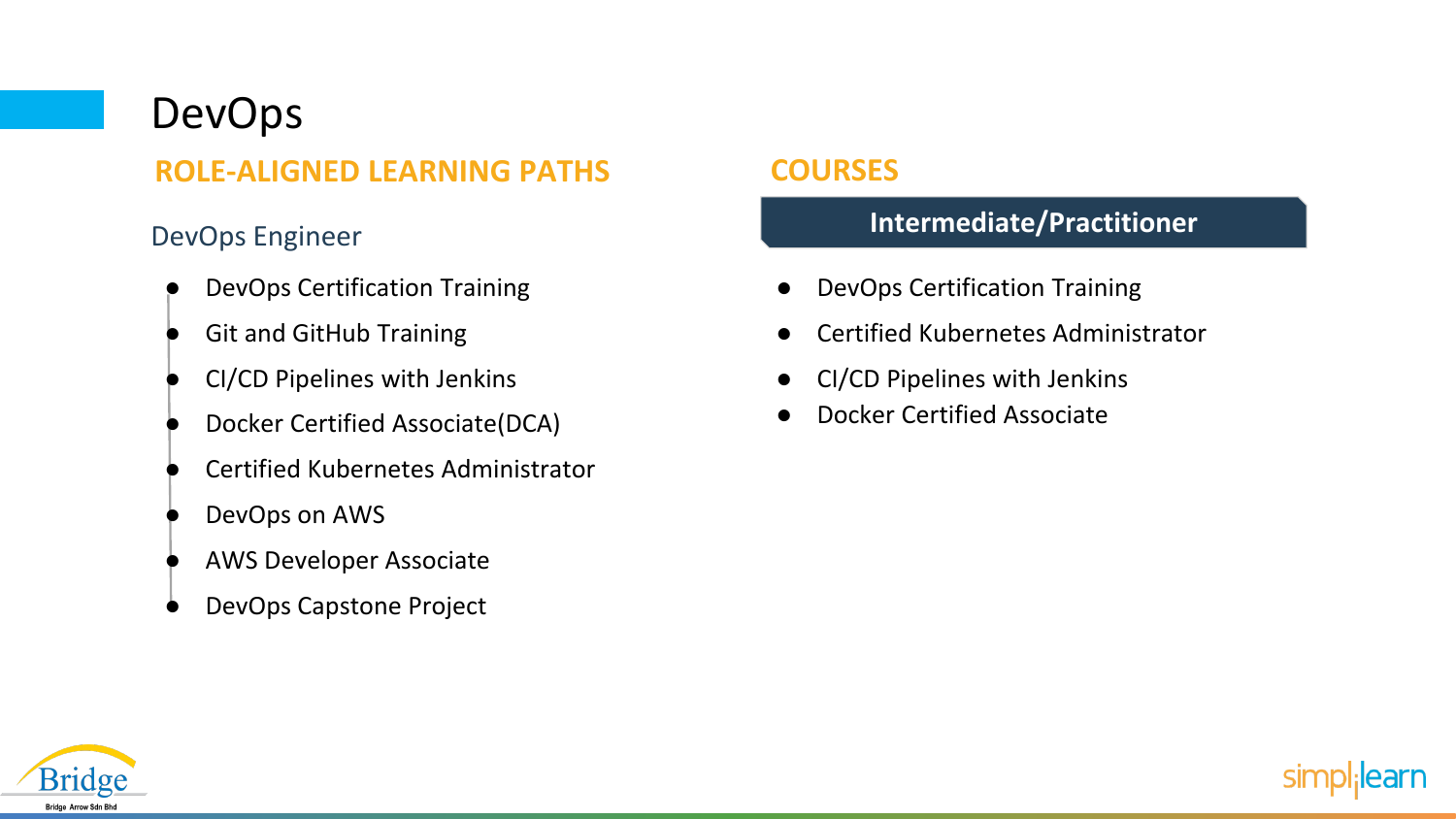# DevOps

## ROLE-ALIGNED LEARNING PATHS

### DevOps Engineer

- DevOps Certification Training
- Git and GitHub Training
- CI/CD Pipelines with Jenkins
- Docker Certified Associate(DCA)
- Certified Kubernetes Administrator
- DevOps on AWS
- AWS Developer Associate
- DevOps Capstone Project

## COURSES

### Intermediate/Practitioner

- DevOps Certification Training
- Certified Kubernetes Administrator
- CI/CD Pipelines with Jenkins
- Docker Certified Associate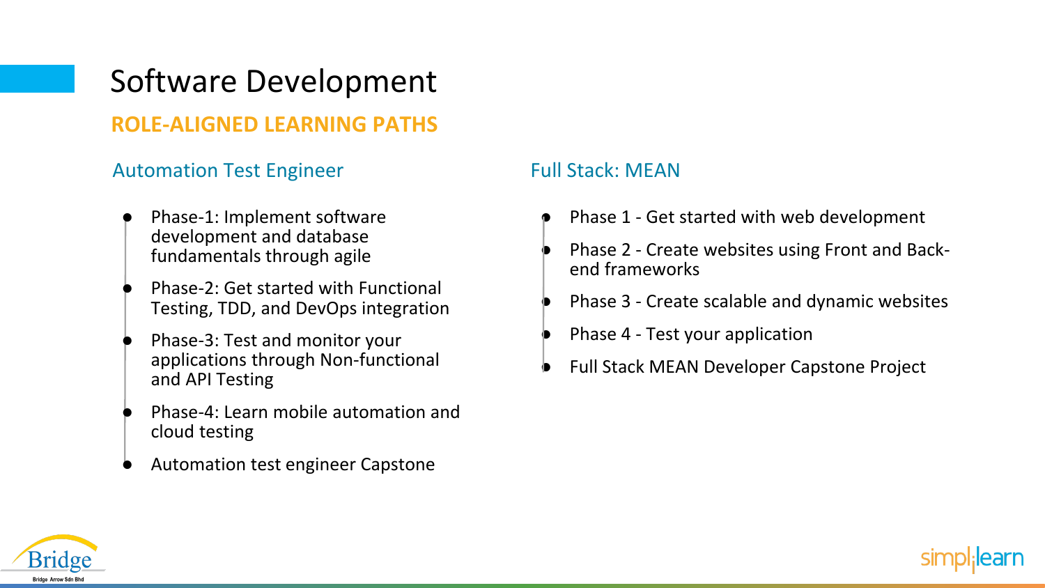# Software Development

## ROLE-ALIGNED LEARNING PATHS

### Automation Test Engineer

- Phase-1: Implement software development and database fundamentals through agile
- Phase-2: Get started with Functional Testing, TDD, and DevOps integration
- Phase-3: Test and monitor your applications through Non-functional and API Testing
- Phase-4: Learn mobile automation and cloud testing
- Automation test engineer Capstone

### Full Stack: MEAN

- Phase 1 - Get started with web development
- Phase 2 - Create websites using Front and Back-end frameworks
- Phase 3 - Create scalable and dynamic websites
- Phase 4 - Test your application
- Full Stack MEAN Developer Capstone Project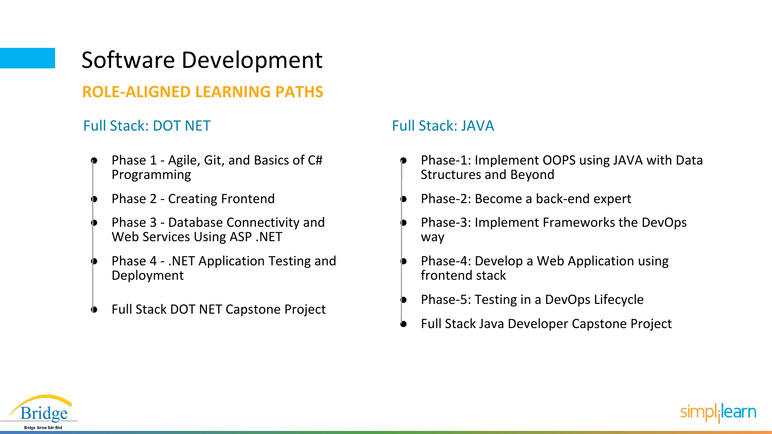# Software Development

## ROLE-ALIGNED LEARNING PATHS

### Full Stack: DOT NET

- Phase 1 - Agile, Git, and Basics of C# Programming
- Phase 2 - Creating Frontend
- Phase 3 - Database Connectivity and Web Services Using ASP .NET
- Phase 4 - .NET Application Testing and Deployment
- Full Stack DOT NET Capstone Project

### Full Stack: JAVA

- Phase-1: Implement OOPS using JAVA with Data Structures and Beyond
- Phase-2: Become a back-end expert
- Phase-3: Implement Frameworks the DevOps way
- Phase-4: Develop a Web Application using frontend stack
- Phase-5: Testing in a DevOps Lifecycle
- Full Stack Java Developer Capstone Project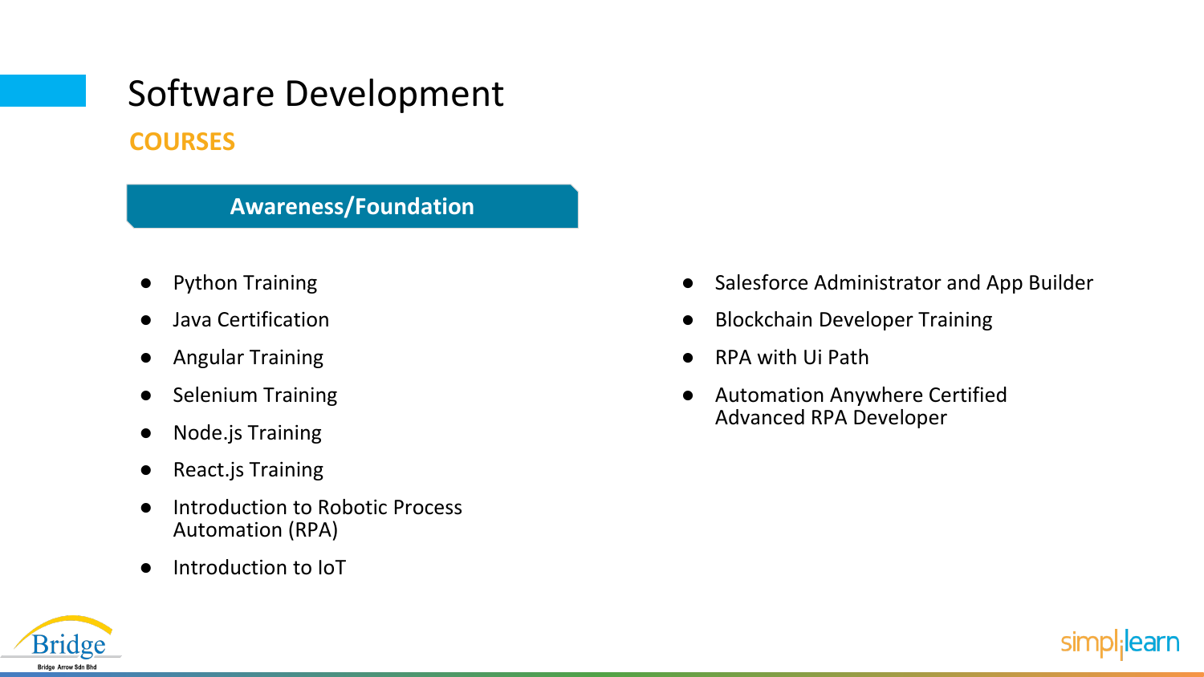# Software Development

## COURSES

### Awareness/Foundation

- Python Training
- Java Certification
- Angular Training
- Selenium Training
- Node.js Training
- React.js Training
- Introduction to Robotic Process Automation (RPA)
- Introduction to IoT
- Salesforce Administrator and App Builder
- Blockchain Developer Training
- RPA with Ui Path
- Automation Anywhere Certified Advanced RPA Developer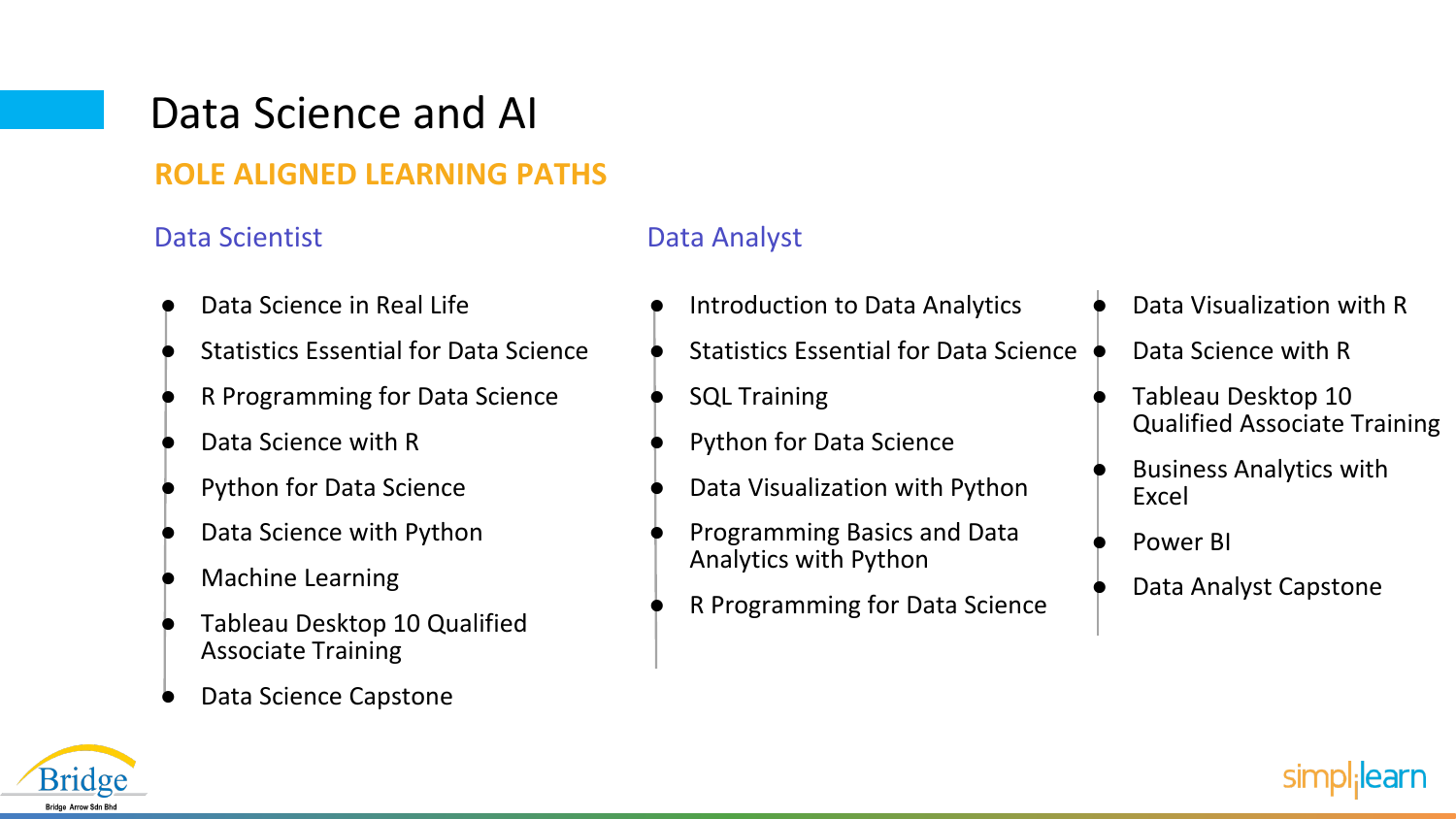# Data Science and AI

## ROLE ALIGNED LEARNING PATHS

### Data Scientist

- Data Science in Real Life
- Statistics Essential for Data Science
- R Programming for Data Science
- Data Science with R
- Python for Data Science
- Data Science with Python
- Machine Learning
- Tableau Desktop 10 Qualified Associate Training
- Data Science Capstone

### Data Analyst

- Introduction to Data Analytics
- Statistics Essential for Data Science
- SQL Training
- Python for Data Science
- Data Visualization with Python
- Programming Basics and Data Analytics with Python
- R Programming for Data Science
- Data Visualization with R
- Data Science with R
- Tableau Desktop 10 Qualified Associate Training
- Business Analytics with Excel
- Power BI
- Data Analyst Capstone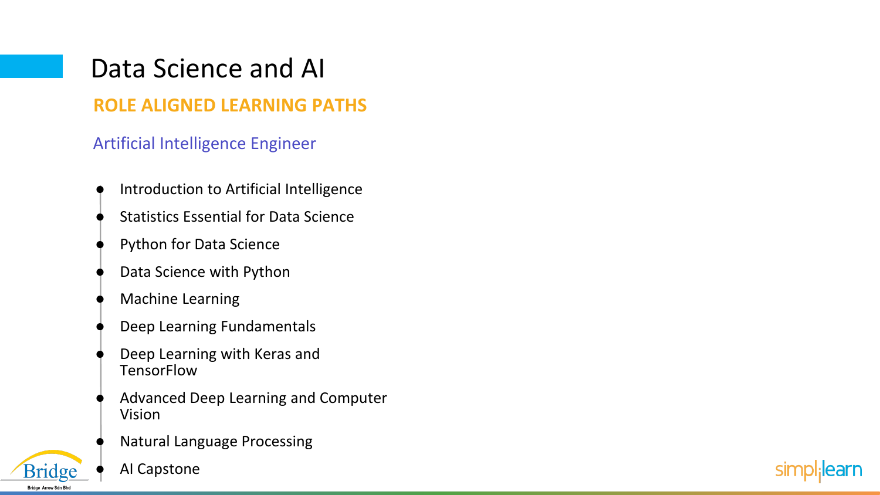# Data Science and AI

## ROLE ALIGNED LEARNING PATHS

### Artificial Intelligence Engineer

- Introduction to Artificial Intelligence
- Statistics Essential for Data Science
- Python for Data Science
- Data Science with Python
- Machine Learning
- Deep Learning Fundamentals
- Deep Learning with Keras and TensorFlow
- Advanced Deep Learning and Computer Vision
- Natural Language Processing
- AI Capstone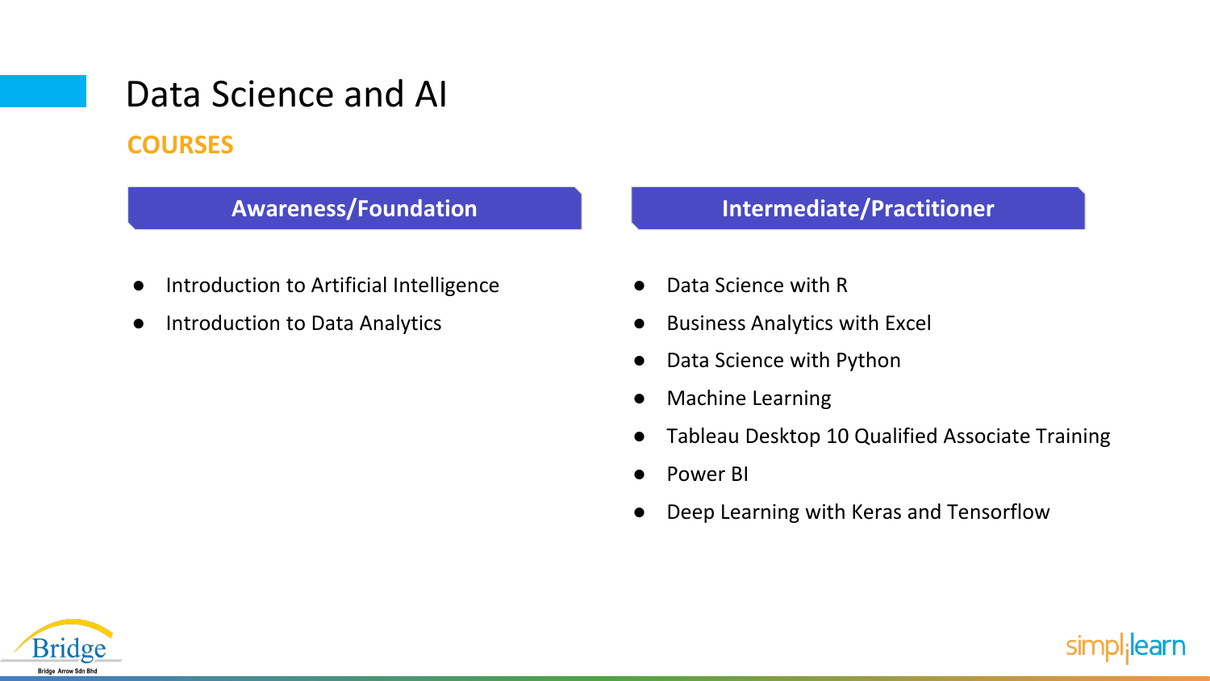# Data Science and AI

## COURSES

### Awareness/Foundation

- Introduction to Artificial Intelligence
- Introduction to Data Analytics

### Intermediate/Practitioner

- Data Science with R
- Business Analytics with Excel
- Data Science with Python
- Machine Learning
- Tableau Desktop 10 Qualified Associate Training
- Power BI
- Deep Learning with Keras and Tensorflow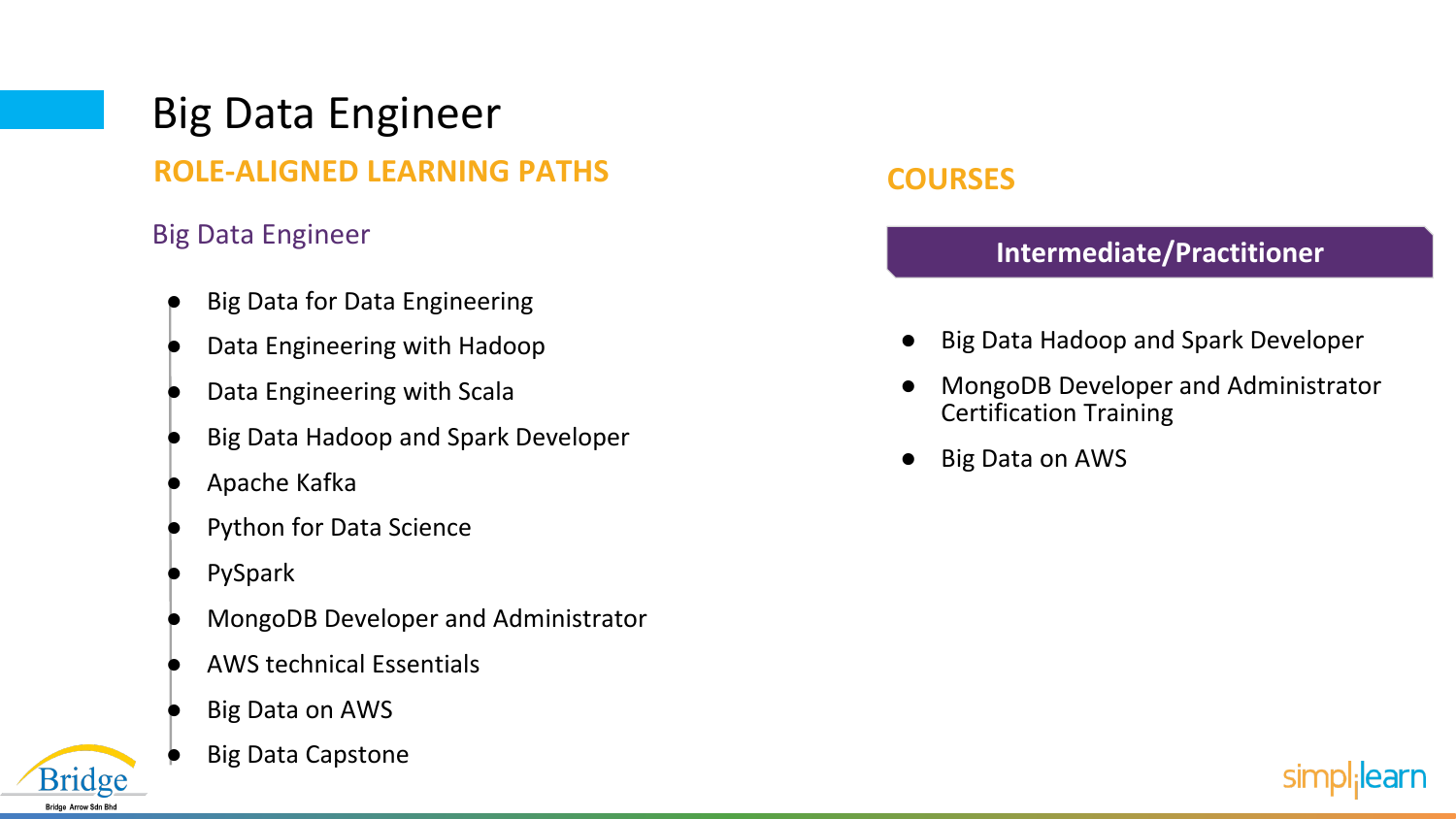# Big Data Engineer

## ROLE-ALIGNED LEARNING PATHS

### Big Data Engineer

- Big Data for Data Engineering
- Data Engineering with Hadoop
- Data Engineering with Scala
- Big Data Hadoop and Spark Developer
- Apache Kafka
- Python for Data Science
- PySpark
- MongoDB Developer and Administrator
- AWS technical Essentials
- Big Data on AWS
- Big Data Capstone

## COURSES

### Intermediate/Practitioner

- Big Data Hadoop and Spark Developer
- MongoDB Developer and Administrator Certification Training
- Big Data on AWS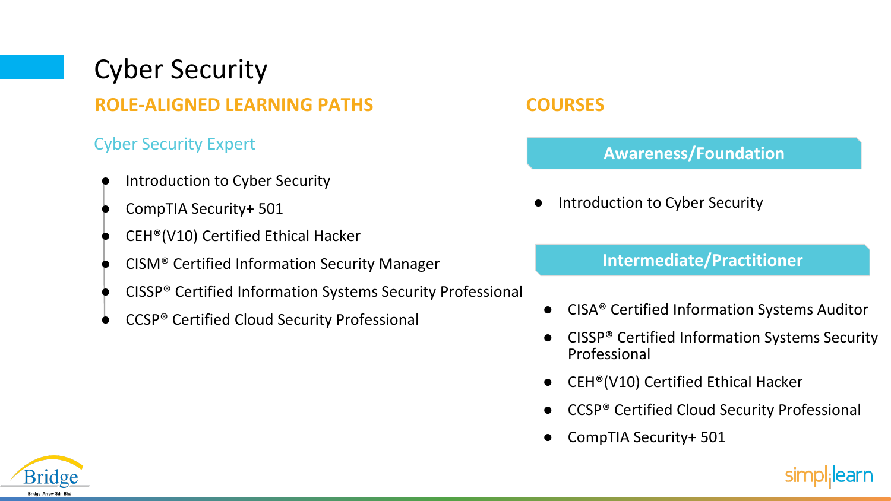# Cyber Security

## ROLE-ALIGNED LEARNING PATHS

### Cyber Security Expert

- Introduction to Cyber Security
- CompTIA Security+ 501
- CEH®(V10) Certified Ethical Hacker
- CISM® Certified Information Security Manager
- CISSP® Certified Information Systems Security Professional
- CCSP® Certified Cloud Security Professional

## COURSES

### Awareness/Foundation

- Introduction to Cyber Security

### Intermediate/Practitioner

- CISA® Certified Information Systems Auditor
- CISSP® Certified Information Systems Security Professional
- CEH®(V10) Certified Ethical Hacker
- CCSP® Certified Cloud Security Professional
- CompTIA Security+ 501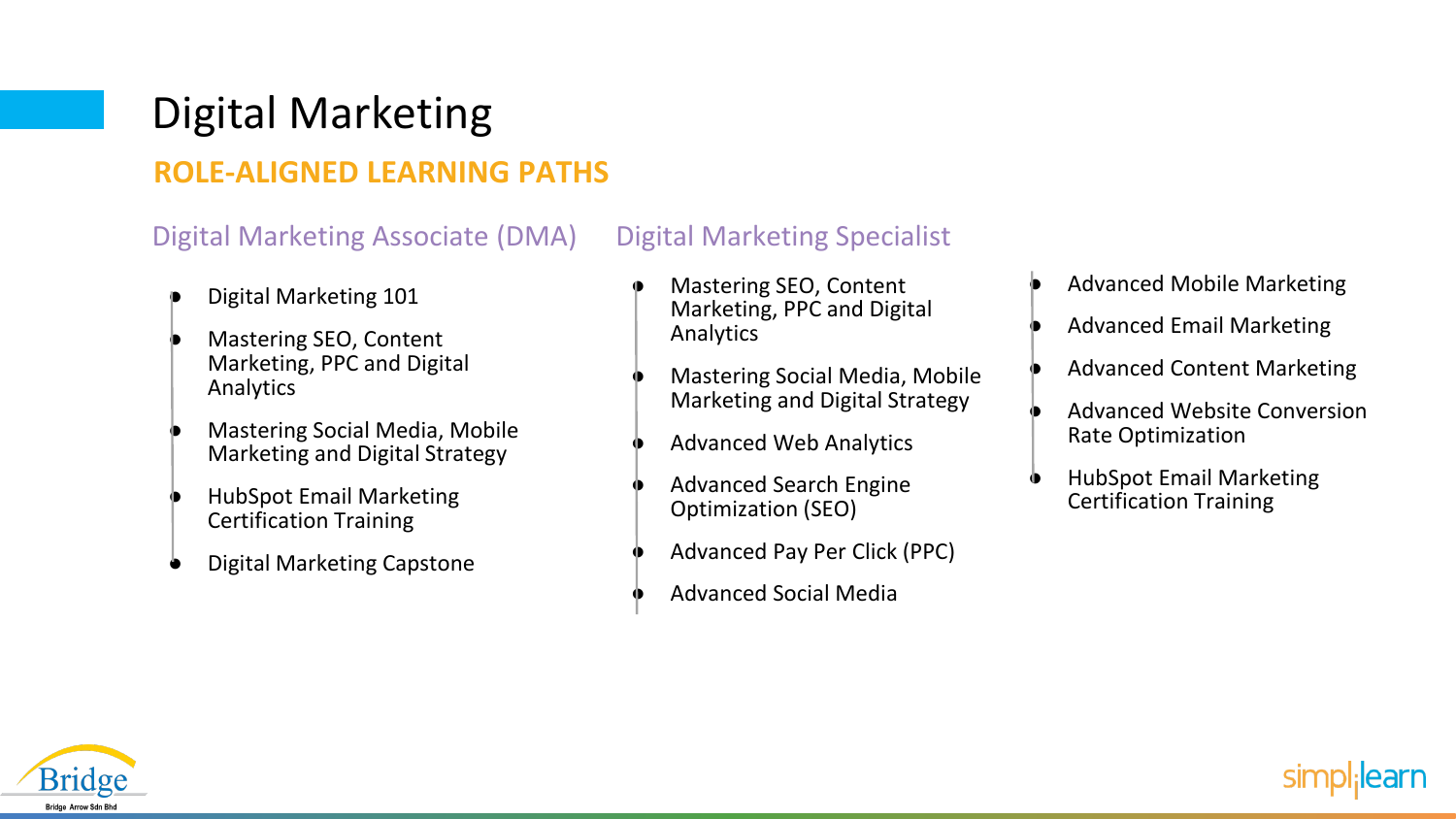# Digital Marketing

## ROLE-ALIGNED LEARNING PATHS

### Digital Marketing Associate (DMA)

- Digital Marketing 101
- Mastering SEO, Content Marketing, PPC and Digital Analytics
- Mastering Social Media, Mobile Marketing and Digital Strategy
- HubSpot Email Marketing Certification Training
- Digital Marketing Capstone

### Digital Marketing Specialist

- Mastering SEO, Content Marketing, PPC and Digital Analytics
- Mastering Social Media, Mobile Marketing and Digital Strategy
- Advanced Web Analytics
- Advanced Search Engine Optimization (SEO)
- Advanced Pay Per Click (PPC)
- Advanced Social Media
- Advanced Mobile Marketing
- Advanced Email Marketing
- Advanced Content Marketing
- Advanced Website Conversion Rate Optimization
- HubSpot Email Marketing Certification Training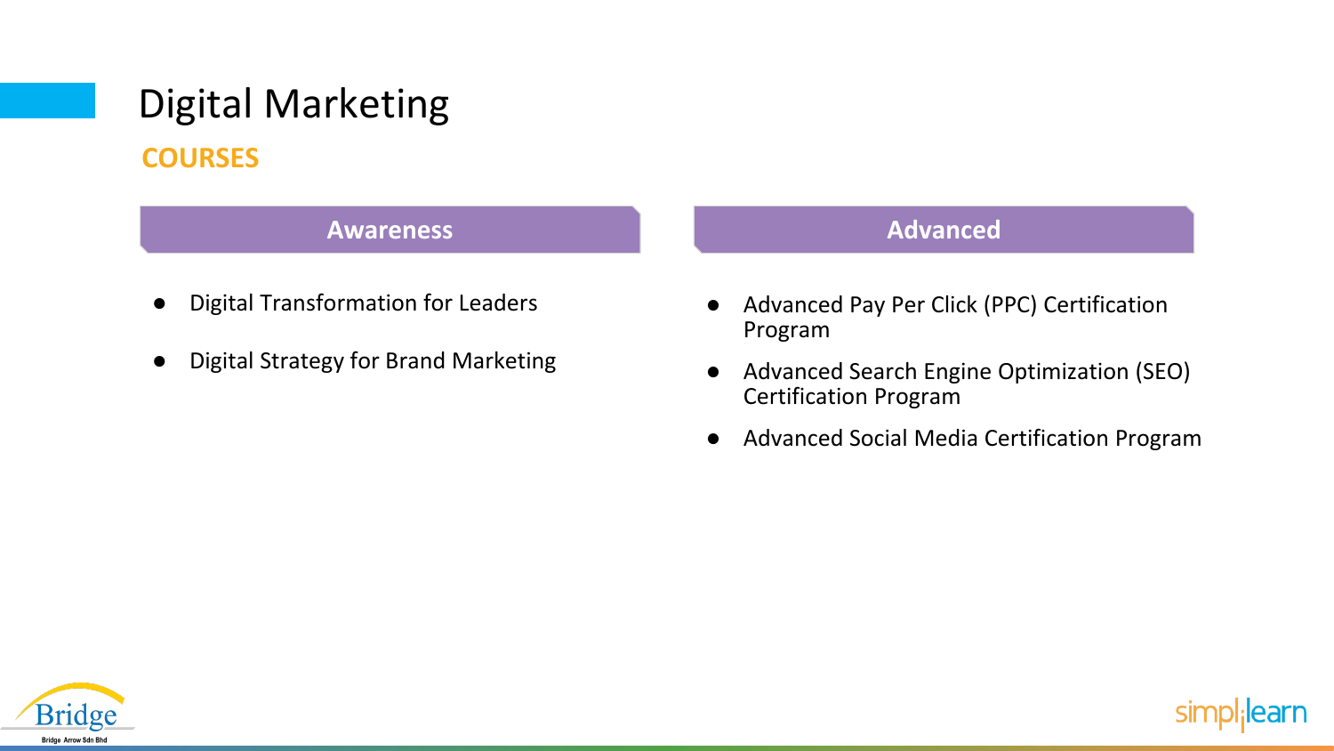# Digital Marketing

## COURSES

### Awareness

- Digital Transformation for Leaders
- Digital Strategy for Brand Marketing

### Advanced

- Advanced Pay Per Click (PPC) Certification Program
- Advanced Search Engine Optimization (SEO) Certification Program
- Advanced Social Media Certification Program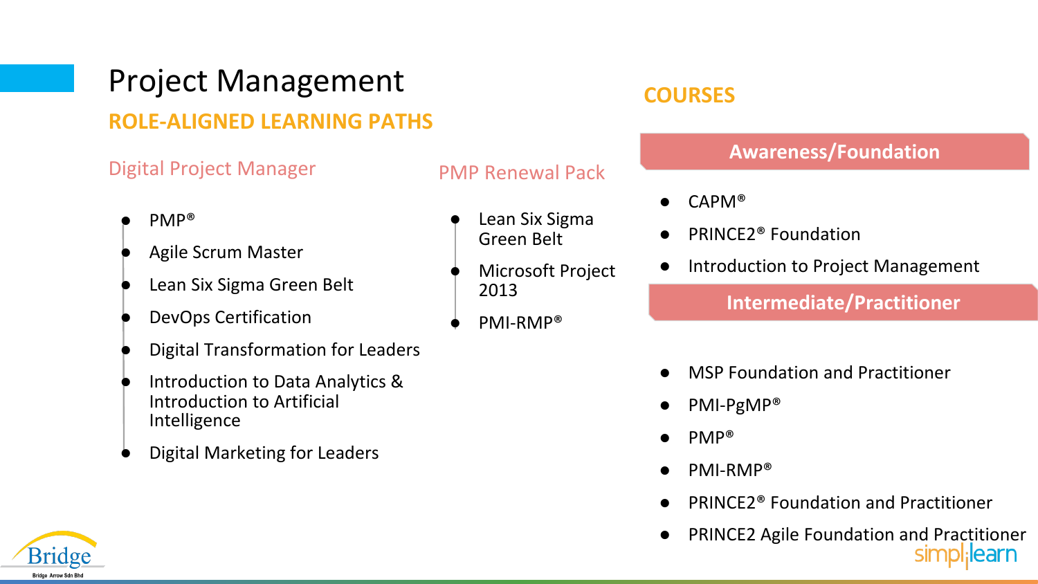# Project Management

## ROLE-ALIGNED LEARNING PATHS

### Digital Project Manager

- PMP®
- Agile Scrum Master
- Lean Six Sigma Green Belt
- DevOps Certification
- Digital Transformation for Leaders
- Introduction to Data Analytics & Introduction to Artificial Intelligence
- Digital Marketing for Leaders

### PMP Renewal Pack

- Lean Six Sigma Green Belt
- Microsoft Project 2013
- PMI-RMP®

## COURSES

### Awareness/Foundation

- CAPM®
- PRINCE2® Foundation
- Introduction to Project Management

### Intermediate/Practitioner

- MSP Foundation and Practitioner
- PMI-PgMP®
- PMP®
- PMI-RMP®
- PRINCE2® Foundation and Practitioner
- PRINCE2 Agile Foundation and Practitioner

Bridge
Bridge Arrow Sdn Bhd

simplilearn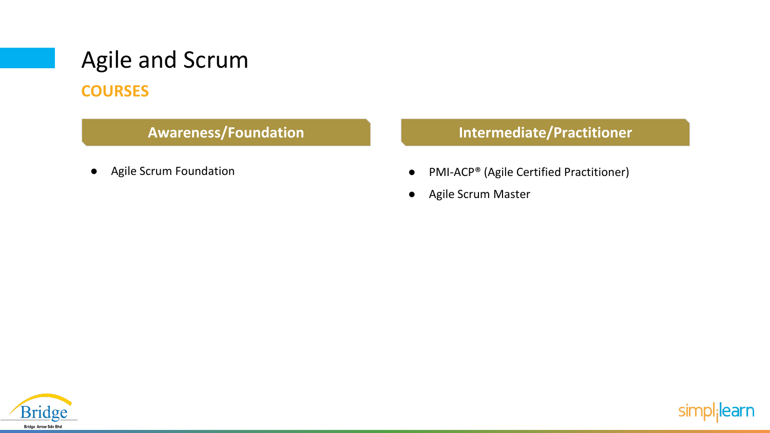# Agile and Scrum

## COURSES

### Awareness/Foundation

- Agile Scrum Foundation

### Intermediate/Practitioner

- PMI-ACP® (Agile Certified Practitioner)
- Agile Scrum Master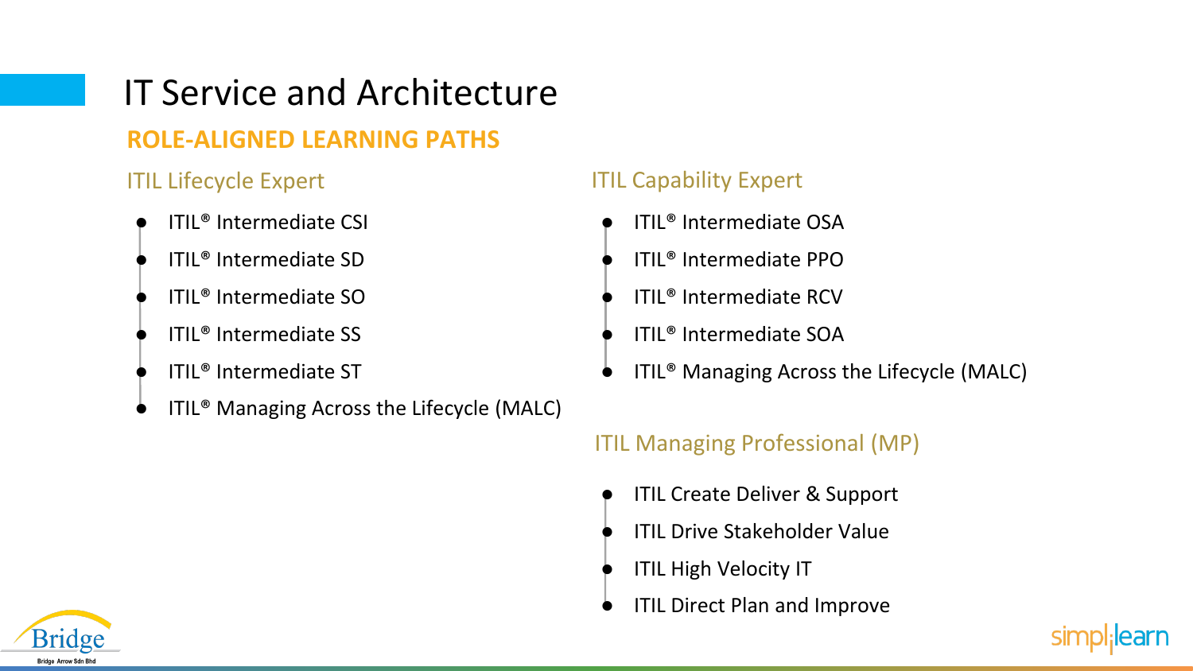# IT Service and Architecture

## ROLE-ALIGNED LEARNING PATHS

### ITIL Lifecycle Expert

- ITIL® Intermediate CSI
- ITIL® Intermediate SD
- ITIL® Intermediate SO
- ITIL® Intermediate SS
- ITIL® Intermediate ST
- ITIL® Managing Across the Lifecycle (MALC)

### ITIL Capability Expert

- ITIL® Intermediate OSA
- ITIL® Intermediate PPO
- ITIL® Intermediate RCV
- ITIL® Intermediate SOA
- ITIL® Managing Across the Lifecycle (MALC)

### ITIL Managing Professional (MP)

- ITIL Create Deliver & Support
- ITIL Drive Stakeholder Value
- ITIL High Velocity IT
- ITIL Direct Plan and Improve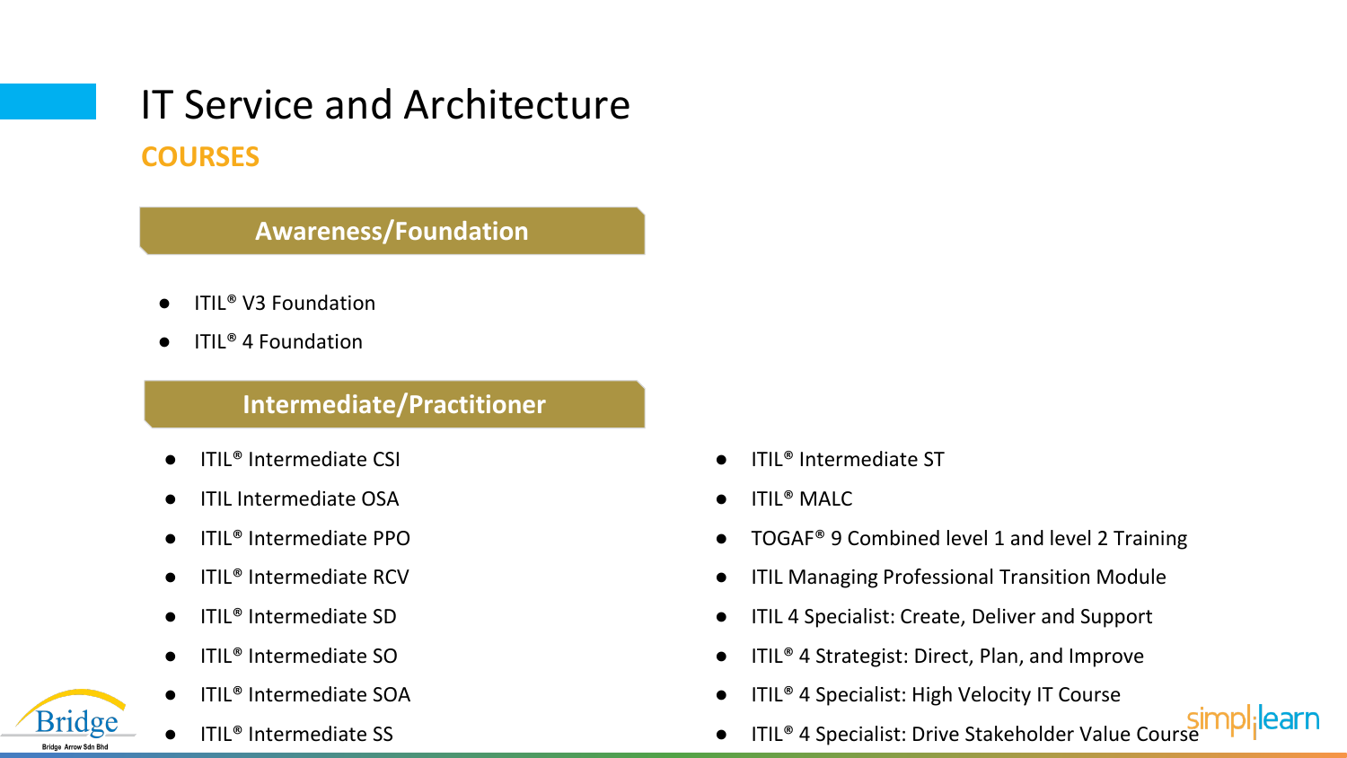# IT Service and Architecture

## COURSES

### Awareness/Foundation

- ITIL® V3 Foundation
- ITIL® 4 Foundation

### Intermediate/Practitioner

- ITIL® Intermediate CSI
- ITIL Intermediate OSA
- ITIL® Intermediate PPO
- ITIL® Intermediate RCV
- ITIL® Intermediate SD
- ITIL® Intermediate SO
- ITIL® Intermediate SOA
- ITIL® Intermediate SS
- ITIL® Intermediate ST
- ITIL® MALC
- TOGAF® 9 Combined level 1 and level 2 Training
- ITIL Managing Professional Transition Module
- ITIL 4 Specialist: Create, Deliver and Support
- ITIL® 4 Strategist: Direct, Plan, and Improve
- ITIL® 4 Specialist: High Velocity IT Course
- ITIL® 4 Specialist: Drive Stakeholder Value Course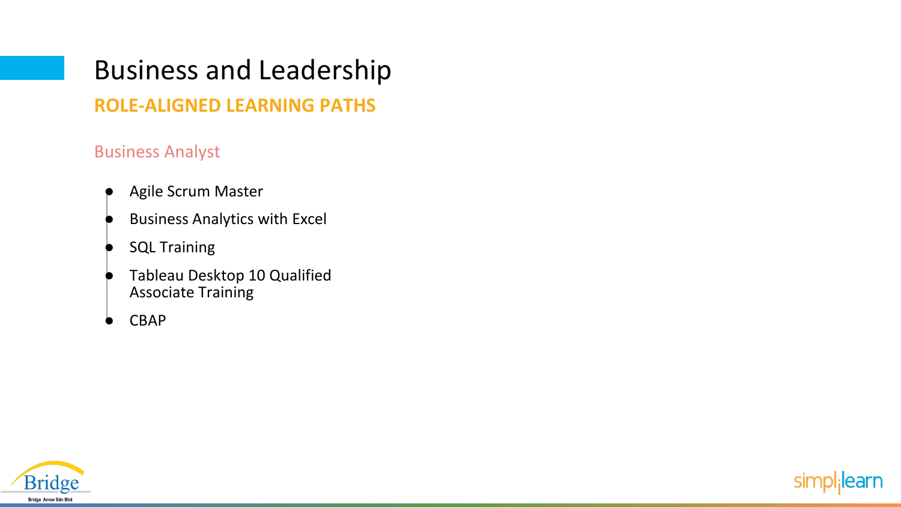# Business and Leadership

## ROLE-ALIGNED LEARNING PATHS

### Business Analyst

- Agile Scrum Master
- Business Analytics with Excel
- SQL Training
- Tableau Desktop 10 Qualified Associate Training
- CBAP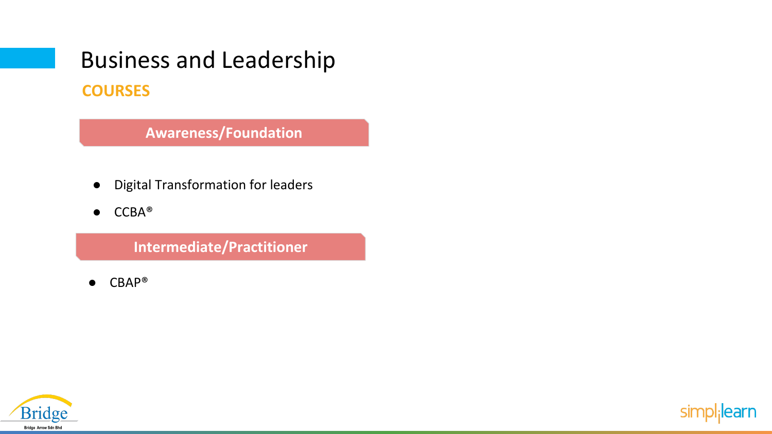# Business and Leadership

## COURSES

### Awareness/Foundation

- Digital Transformation for leaders
- CCBA®

### Intermediate/Practitioner

- CBAP®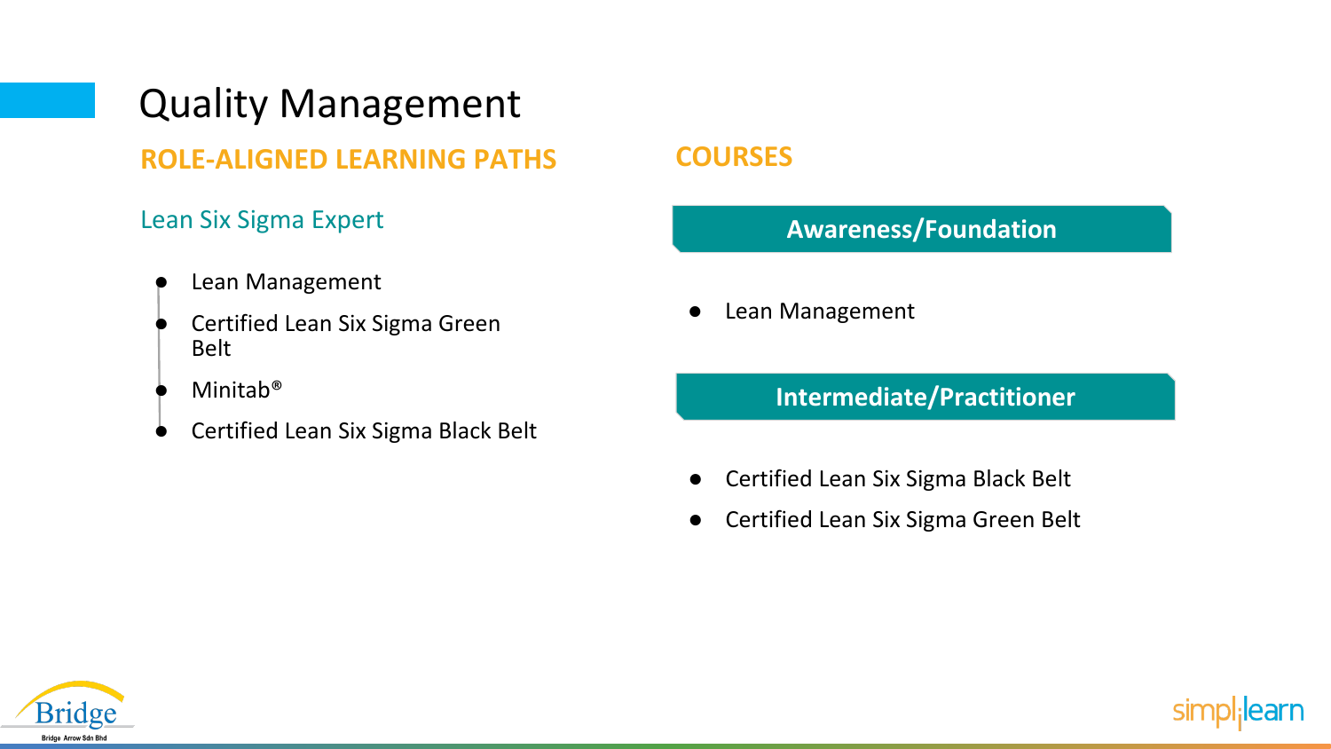# Quality Management

## ROLE-ALIGNED LEARNING PATHS

### Lean Six Sigma Expert

- Lean Management
- Certified Lean Six Sigma Green Belt
- Minitab®
- Certified Lean Six Sigma Black Belt

## COURSES

### Awareness/Foundation

- Lean Management

### Intermediate/Practitioner

- Certified Lean Six Sigma Black Belt
- Certified Lean Six Sigma Green Belt